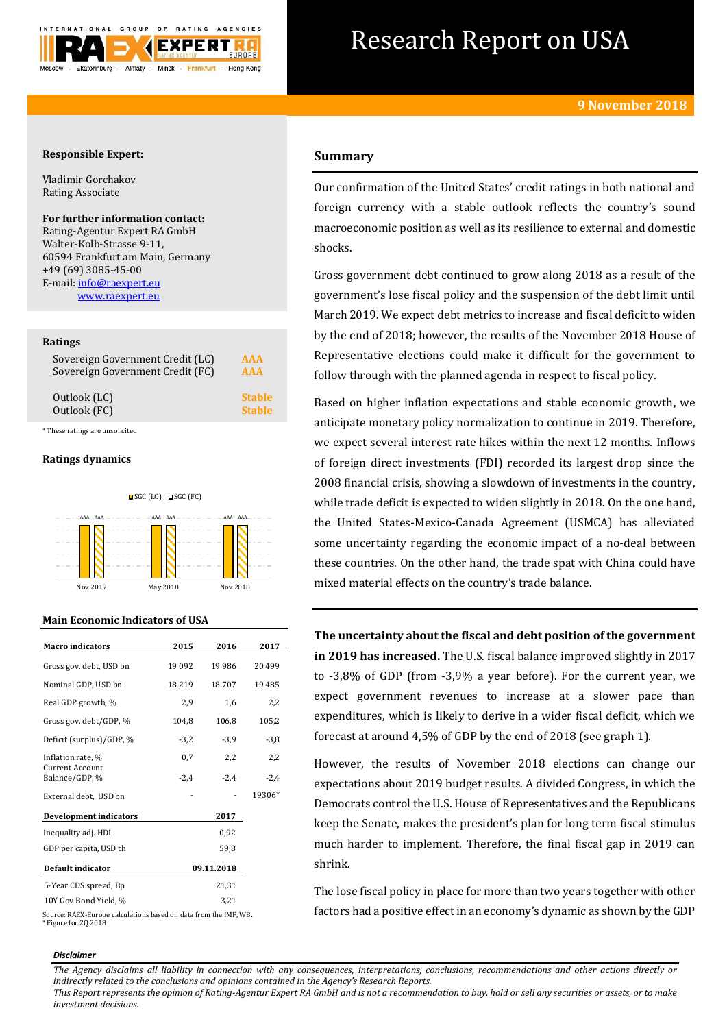# Research Report on USA

**9 November 2018**

**Responsible Expert:**

Vladimir Gorchakov
Rating Associate

**For further information contact:**
Rating-Agentur Expert RA GmbH
Walter-Kolb-Strasse 9-11,
60594 Frankfurt am Main, Germany
+49 (69) 3085-45-00
E-mail: info@raexpert.eu
www.raexpert.eu

**Ratings**

| | |
|---|---|
| Sovereign Government Credit (LC) | AAA |
| Sovereign Government Credit (FC) | AAA |
| Outlook (LC) | Stable |
| Outlook (FC) | Stable |

*These ratings are unsolicited

**Ratings dynamics**

| | Nov 2017 | May 2018 | Nov 2018 |
|---|---|---|---|
| SGC (LC) | AAA | AAA | AAA |
| SGC (FC) | AAA | AAA | AAA |

**Main Economic Indicators of USA**

| Macro indicators | 2015 | 2016 | 2017 |
|---|---|---|---|
| Gross gov. debt, USD bn | 19 092 | 19 986 | 20 499 |
| Nominal GDP, USD bn | 18 219 | 18 707 | 19 485 |
| Real GDP growth, % | 2,9 | 1,6 | 2,2 |
| Gross gov. debt/GDP, % | 104,8 | 106,8 | 105,2 |
| Deficit (surplus)/GDP, % | -3,2 | -3,9 | -3,8 |
| Inflation rate, % | 0,7 | 2,2 | 2,2 |
| Current Account Balance/GDP, % | -2,4 | -2,4 | -2,4 |
| External debt, USD bn | - | - | 19306* |

| Development indicators | 2017 |
|---|---|
| Inequality adj. HDI | 0,92 |
| GDP per capita, USD th | 59,8 |

| Default indicator | 09.11.2018 |
|---|---|
| 5-Year CDS spread, Bp | 21,31 |
| 10Y Gov Bond Yield, % | 3,21 |

Source: RAEX-Europe calculations based on data from the IMF, WB.
* Figure for 2Q 2018

## Summary

Our confirmation of the United States' credit ratings in both national and foreign currency with a stable outlook reflects the country's sound macroeconomic position as well as its resilience to external and domestic shocks.

Gross government debt continued to grow along 2018 as a result of the government's lose fiscal policy and the suspension of the debt limit until March 2019. We expect debt metrics to increase and fiscal deficit to widen by the end of 2018; however, the results of the November 2018 House of Representative elections could make it difficult for the government to follow through with the planned agenda in respect to fiscal policy.

Based on higher inflation expectations and stable economic growth, we anticipate monetary policy normalization to continue in 2019. Therefore, we expect several interest rate hikes within the next 12 months. Inflows of foreign direct investments (FDI) recorded its largest drop since the 2008 financial crisis, showing a slowdown of investments in the country, while trade deficit is expected to widen slightly in 2018. On the one hand, the United States-Mexico-Canada Agreement (USMCA) has alleviated some uncertainty regarding the economic impact of a no-deal between these countries. On the other hand, the trade spat with China could have mixed material effects on the country's trade balance.

**The uncertainty about the fiscal and debt position of the government in 2019 has increased.** The U.S. fiscal balance improved slightly in 2017 to -3,8% of GDP (from -3,9% a year before). For the current year, we expect government revenues to increase at a slower pace than expenditures, which is likely to derive in a wider fiscal deficit, which we forecast at around 4,5% of GDP by the end of 2018 (see graph 1).

However, the results of November 2018 elections can change our expectations about 2019 budget results. A divided Congress, in which the Democrats control the U.S. House of Representatives and the Republicans keep the Senate, makes the president's plan for long term fiscal stimulus much harder to implement. Therefore, the final fiscal gap in 2019 can shrink.

The lose fiscal policy in place for more than two years together with other factors had a positive effect in an economy's dynamic as shown by the GDP

*Disclaimer*

*The Agency disclaims all liability in connection with any consequences, interpretations, conclusions, recommendations and other actions directly or indirectly related to the conclusions and opinions contained in the Agency's Research Reports.*
*This Report represents the opinion of Rating-Agentur Expert RA GmbH and is not a recommendation to buy, hold or sell any securities or assets, or to make investment decisions.*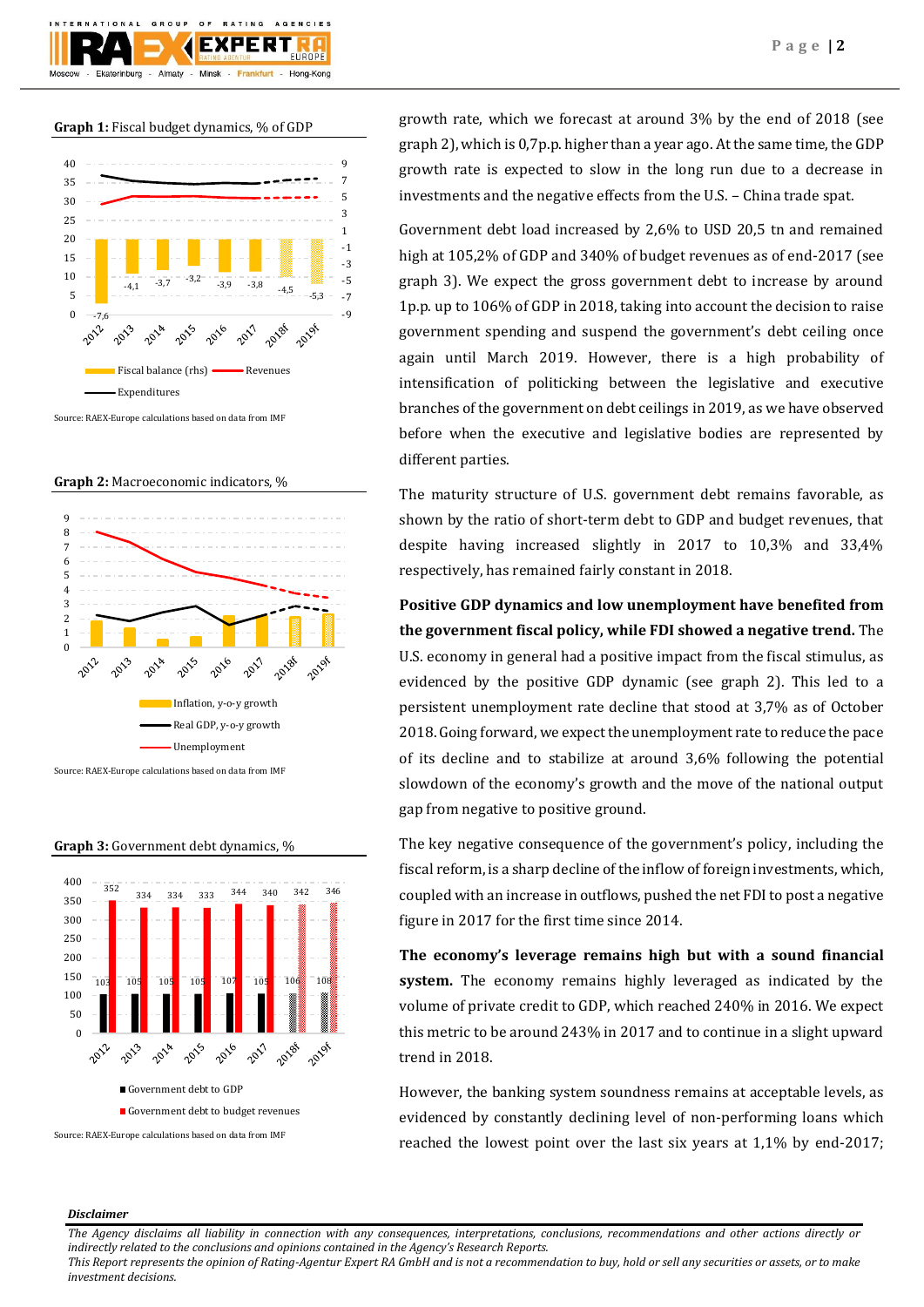**Graph 1:** Fiscal budget dynamics, % of GDP

Source: RAEX-Europe calculations based on data from IMF

**Graph 2:** Macroeconomic indicators, %

Source: RAEX-Europe calculations based on data from IMF

**Graph 3:** Government debt dynamics, %

Source: RAEX-Europe calculations based on data from IMF

growth rate, which we forecast at around 3% by the end of 2018 (see graph 2), which is 0,7p.p. higher than a year ago. At the same time, the GDP growth rate is expected to slow in the long run due to a decrease in investments and the negative effects from the U.S. – China trade spat.

Government debt load increased by 2,6% to USD 20,5 tn and remained high at 105,2% of GDP and 340% of budget revenues as of end-2017 (see graph 3). We expect the gross government debt to increase by around 1p.p. up to 106% of GDP in 2018, taking into account the decision to raise government spending and suspend the government's debt ceiling once again until March 2019. However, there is a high probability of intensification of politicking between the legislative and executive branches of the government on debt ceilings in 2019, as we have observed before when the executive and legislative bodies are represented by different parties.

The maturity structure of U.S. government debt remains favorable, as shown by the ratio of short-term debt to GDP and budget revenues, that despite having increased slightly in 2017 to 10,3% and 33,4% respectively, has remained fairly constant in 2018.

**Positive GDP dynamics and low unemployment have benefited from the government fiscal policy, while FDI showed a negative trend.** The U.S. economy in general had a positive impact from the fiscal stimulus, as evidenced by the positive GDP dynamic (see graph 2). This led to a persistent unemployment rate decline that stood at 3,7% as of October 2018. Going forward, we expect the unemployment rate to reduce the pace of its decline and to stabilize at around 3,6% following the potential slowdown of the economy's growth and the move of the national output gap from negative to positive ground.

The key negative consequence of the government's policy, including the fiscal reform, is a sharp decline of the inflow of foreign investments, which, coupled with an increase in outflows, pushed the net FDI to post a negative figure in 2017 for the first time since 2014.

**The economy's leverage remains high but with a sound financial system.** The economy remains highly leveraged as indicated by the volume of private credit to GDP, which reached 240% in 2016. We expect this metric to be around 243% in 2017 and to continue in a slight upward trend in 2018.

However, the banking system soundness remains at acceptable levels, as evidenced by constantly declining level of non-performing loans which reached the lowest point over the last six years at 1,1% by end-2017;

***Disclaimer***

*The Agency disclaims all liability in connection with any consequences, interpretations, conclusions, recommendations and other actions directly or indirectly related to the conclusions and opinions contained in the Agency's Research Reports.*
*This Report represents the opinion of Rating-Agentur Expert RA GmbH and is not a recommendation to buy, hold or sell any securities or assets, or to make investment decisions.*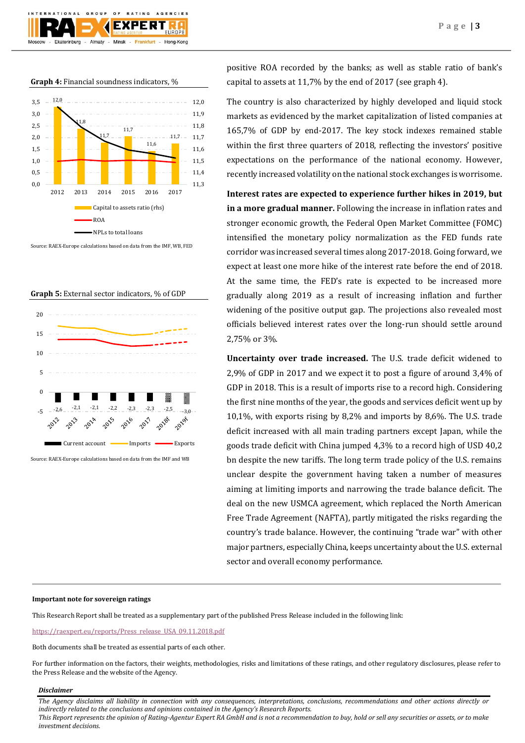**Graph 4:** Financial soundness indicators, %

3,5
3,0
2,5
2,0
1,5
1,0
0,5
0,0

12,0
11,9
11,8
11,7
11,6
11,5
11,4
11,3

12,0
11,8
11,7
11,7
11,6
11,7

2012 2013 2014 2015 2016 2017

Capital to assets ratio (rhs)
ROA
NPLs to total loans

Source: RAEX-Europe calculations based on data from the IMF, WB, FED

**Graph 5:** External sector indicators, % of GDP

20
15
10
5
0
-5

-2,6 -2,1 -2,1 -2,2 -2,3 -2,3 -2,5 -3,0

2012 2013 2014 2015 2016 2017 2018f 2019f

Current account
Imports
Exports

Source: RAEX-Europe calculations based on data from the IMF and WB

positive ROA recorded by the banks; as well as stable ratio of bank's capital to assets at 11,7% by the end of 2017 (see graph 4).

The country is also characterized by highly developed and liquid stock markets as evidenced by the market capitalization of listed companies at 165,7% of GDP by end-2017. The key stock indexes remained stable within the first three quarters of 2018, reflecting the investors' positive expectations on the performance of the national economy. However, recently increased volatility on the national stock exchanges is worrisome.

**Interest rates are expected to experience further hikes in 2019, but in a more gradual manner.** Following the increase in inflation rates and stronger economic growth, the Federal Open Market Committee (FOMC) intensified the monetary policy normalization as the FED funds rate corridor was increased several times along 2017-2018. Going forward, we expect at least one more hike of the interest rate before the end of 2018. At the same time, the FED's rate is expected to be increased more gradually along 2019 as a result of increasing inflation and further widening of the positive output gap. The projections also revealed most officials believed interest rates over the long-run should settle around 2,75% or 3%.

**Uncertainty over trade increased.** The U.S. trade deficit widened to 2,9% of GDP in 2017 and we expect it to post a figure of around 3,4% of GDP in 2018. This is a result of imports rise to a record high. Considering the first nine months of the year, the goods and services deficit went up by 10,1%, with exports rising by 8,2% and imports by 8,6%. The U.S. trade deficit increased with all main trading partners except Japan, while the goods trade deficit with China jumped 4,3% to a record high of USD 40,2 bn despite the new tariffs. The long term trade policy of the U.S. remains unclear despite the government having taken a number of measures aiming at limiting imports and narrowing the trade balance deficit. The deal on the new USMCA agreement, which replaced the North American Free Trade Agreement (NAFTA), partly mitigated the risks regarding the country's trade balance. However, the continuing "trade war" with other major partners, especially China, keeps uncertainty about the U.S. external sector and overall economy performance.

**Important note for sovereign ratings**

This Research Report shall be treated as a supplementary part of the published Press Release included in the following link:

https://raexpert.eu/reports/Press_release_USA_09.11.2018.pdf

Both documents shall be treated as essential parts of each other.

For further information on the factors, their weights, methodologies, risks and limitations of these ratings, and other regulatory disclosures, please refer to the Press Release and the website of the Agency.

***Disclaimer***

*The Agency disclaims all liability in connection with any consequences, interpretations, conclusions, recommendations and other actions directly or indirectly related to the conclusions and opinions contained in the Agency's Research Reports.*
*This Report represents the opinion of Rating-Agentur Expert RA GmbH and is not a recommendation to buy, hold or sell any securities or assets, or to make investment decisions.*